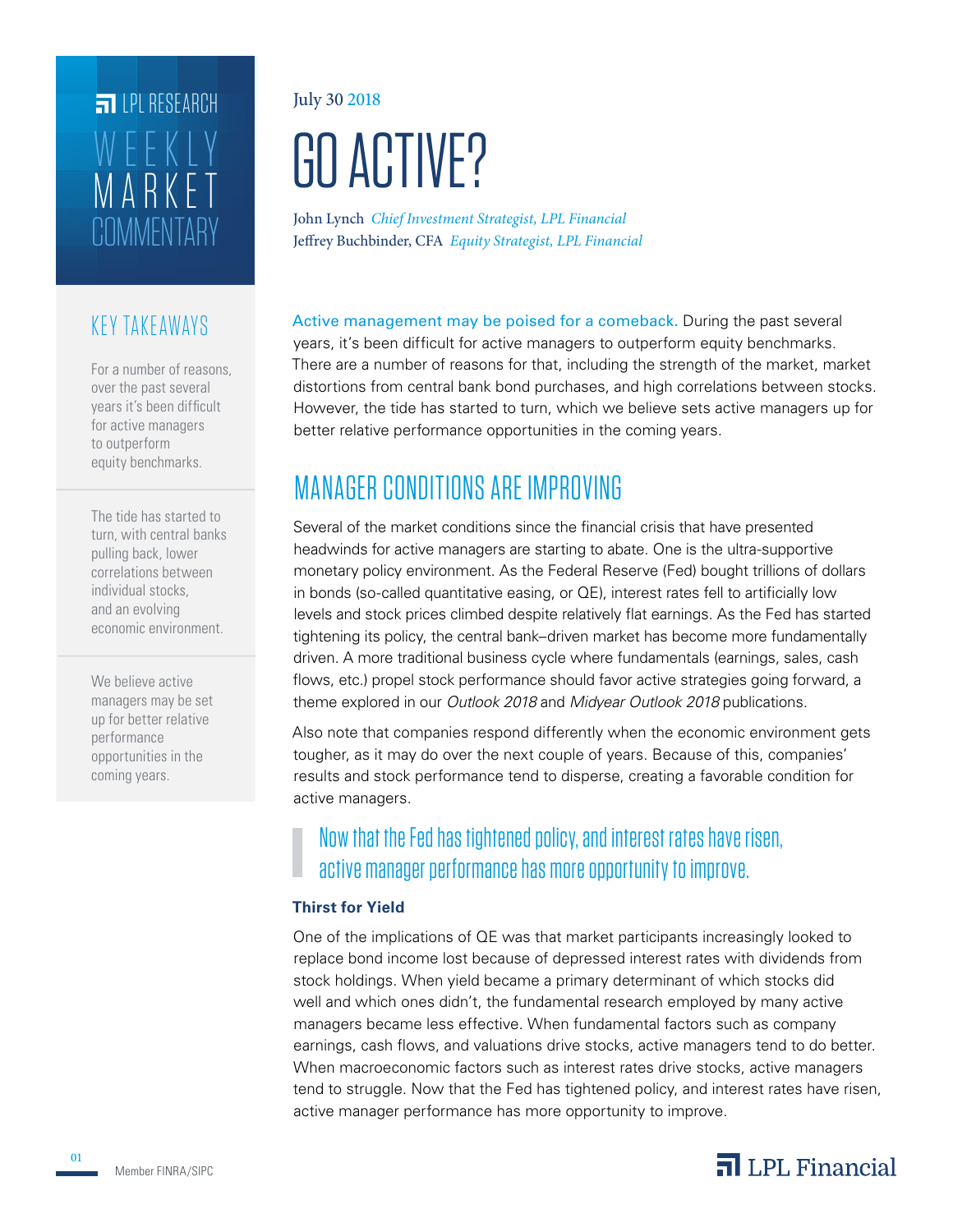LPL RESEARCH

WEEKLY MARKET COMMENTARY

July 30 2018

# GO ACTIVE?

John Lynch *Chief Investment Strategist, LPL Financial*
Jeffrey Buchbinder, CFA *Equity Strategist, LPL Financial*

## KEY TAKEAWAYS

For a number of reasons, over the past several years it's been difficult for active managers to outperform equity benchmarks.

The tide has started to turn, with central banks pulling back, lower correlations between individual stocks, and an evolving economic environment.

We believe active managers may be set up for better relative performance opportunities in the coming years.

Active management may be poised for a comeback. During the past several years, it's been difficult for active managers to outperform equity benchmarks. There are a number of reasons for that, including the strength of the market, market distortions from central bank bond purchases, and high correlations between stocks. However, the tide has started to turn, which we believe sets active managers up for better relative performance opportunities in the coming years.

## MANAGER CONDITIONS ARE IMPROVING

Several of the market conditions since the financial crisis that have presented headwinds for active managers are starting to abate. One is the ultra-supportive monetary policy environment. As the Federal Reserve (Fed) bought trillions of dollars in bonds (so-called quantitative easing, or QE), interest rates fell to artificially low levels and stock prices climbed despite relatively flat earnings. As the Fed has started tightening its policy, the central bank–driven market has become more fundamentally driven. A more traditional business cycle where fundamentals (earnings, sales, cash flows, etc.) propel stock performance should favor active strategies going forward, a theme explored in our *Outlook 2018* and *Midyear Outlook 2018* publications.

Also note that companies respond differently when the economic environment gets tougher, as it may do over the next couple of years. Because of this, companies' results and stock performance tend to disperse, creating a favorable condition for active managers.

> Now that the Fed has tightened policy, and interest rates have risen, active manager performance has more opportunity to improve.

### Thirst for Yield

One of the implications of QE was that market participants increasingly looked to replace bond income lost because of depressed interest rates with dividends from stock holdings. When yield became a primary determinant of which stocks did well and which ones didn't, the fundamental research employed by many active managers became less effective. When fundamental factors such as company earnings, cash flows, and valuations drive stocks, active managers tend to do better. When macroeconomic factors such as interest rates drive stocks, active managers tend to struggle. Now that the Fed has tightened policy, and interest rates have risen, active manager performance has more opportunity to improve.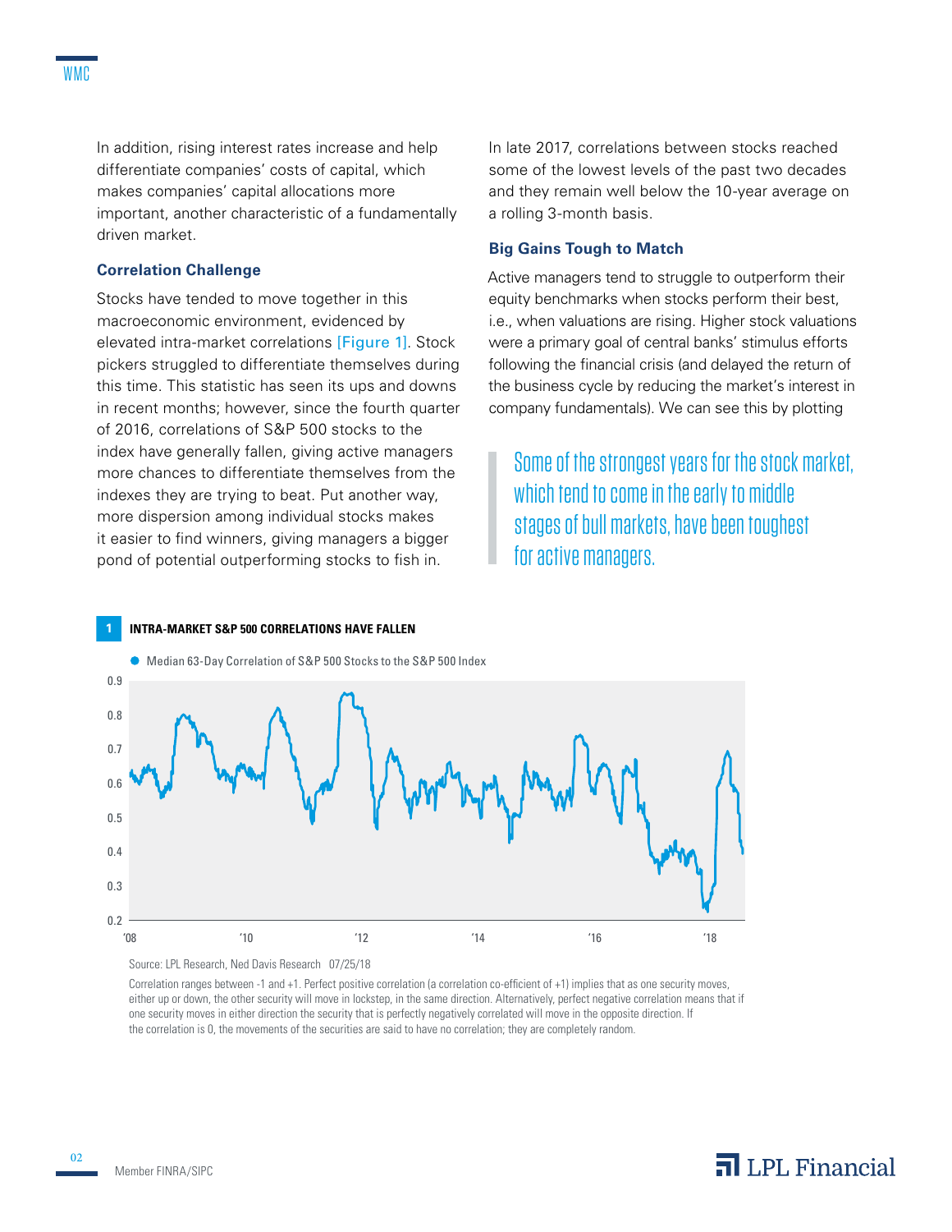In addition, rising interest rates increase and help differentiate companies' costs of capital, which makes companies' capital allocations more important, another characteristic of a fundamentally driven market.

### Correlation Challenge

Stocks have tended to move together in this macroeconomic environment, evidenced by elevated intra-market correlations [Figure 1]. Stock pickers struggled to differentiate themselves during this time. This statistic has seen its ups and downs in recent months; however, since the fourth quarter of 2016, correlations of S&P 500 stocks to the index have generally fallen, giving active managers more chances to differentiate themselves from the indexes they are trying to beat. Put another way, more dispersion among individual stocks makes it easier to find winners, giving managers a bigger pond of potential outperforming stocks to fish in.

In late 2017, correlations between stocks reached some of the lowest levels of the past two decades and they remain well below the 10-year average on a rolling 3-month basis.

### Big Gains Tough to Match

Active managers tend to struggle to outperform their equity benchmarks when stocks perform their best, i.e., when valuations are rising. Higher stock valuations were a primary goal of central banks' stimulus efforts following the financial crisis (and delayed the return of the business cycle by reducing the market's interest in company fundamentals). We can see this by plotting

> Some of the strongest years for the stock market, which tend to come in the early to middle stages of bull markets, have been toughest for active managers.

**1 INTRA-MARKET S&P 500 CORRELATIONS HAVE FALLEN**

Median 63-Day Correlation of S&P 500 Stocks to the S&P 500 Index

Source: LPL Research, Ned Davis Research 07/25/18

Correlation ranges between -1 and +1. Perfect positive correlation (a correlation co-efficient of +1) implies that as one security moves, either up or down, the other security will move in lockstep, in the same direction. Alternatively, perfect negative correlation means that if one security moves in either direction the security that is perfectly negatively correlated will move in the opposite direction. If the correlation is 0, the movements of the securities are said to have no correlation; they are completely random.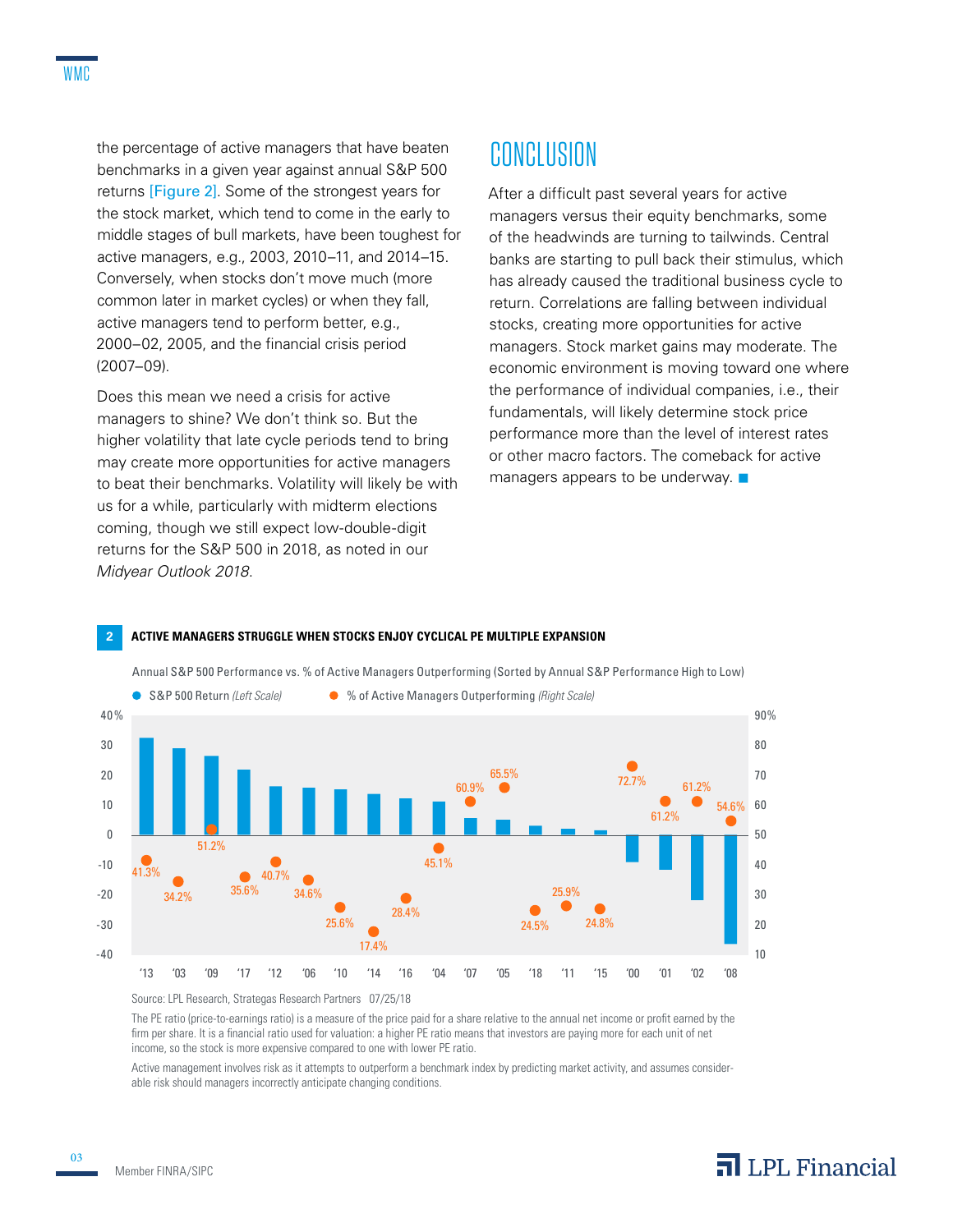the percentage of active managers that have beaten benchmarks in a given year against annual S&P 500 returns [Figure 2]. Some of the strongest years for the stock market, which tend to come in the early to middle stages of bull markets, have been toughest for active managers, e.g., 2003, 2010–11, and 2014–15. Conversely, when stocks don't move much (more common later in market cycles) or when they fall, active managers tend to perform better, e.g., 2000–02, 2005, and the financial crisis period (2007–09).

Does this mean we need a crisis for active managers to shine? We don't think so. But the higher volatility that late cycle periods tend to bring may create more opportunities for active managers to beat their benchmarks. Volatility will likely be with us for a while, particularly with midterm elections coming, though we still expect low-double-digit returns for the S&P 500 in 2018, as noted in our *Midyear Outlook 2018*.

## CONCLUSION

After a difficult past several years for active managers versus their equity benchmarks, some of the headwinds are turning to tailwinds. Central banks are starting to pull back their stimulus, which has already caused the traditional business cycle to return. Correlations are falling between individual stocks, creating more opportunities for active managers. Stock market gains may moderate. The economic environment is moving toward one where the performance of individual companies, i.e., their fundamentals, will likely determine stock price performance more than the level of interest rates or other macro factors. The comeback for active managers appears to be underway.

**2 ACTIVE MANAGERS STRUGGLE WHEN STOCKS ENJOY CYCLICAL PE MULTIPLE EXPANSION**

Annual S&P 500 Performance vs. % of Active Managers Outperforming (Sorted by Annual S&P Performance High to Low)

| Year | % of Active Managers Outperforming (Right Scale) |
|---|---|
| '13 | 41.3% |
| '03 | 34.2% |
| '09 | 51.2% |
| '17 | 35.6% |
| '12 | 40.7% |
| '06 | 34.6% |
| '10 | 25.6% |
| '14 | 17.4% |
| '16 | 28.4% |
| '04 | 45.1% |
| '07 | 60.9% |
| '05 | 65.5% |
| '18 | 24.5% |
| '11 | 25.9% |
| '15 | 24.8% |
| '00 | 72.7% |
| '01 | 61.2% |
| '02 | 61.2% |
| '08 | 54.6% |

Source: LPL Research, Strategas Research Partners 07/25/18

The PE ratio (price-to-earnings ratio) is a measure of the price paid for a share relative to the annual net income or profit earned by the firm per share. It is a financial ratio used for valuation: a higher PE ratio means that investors are paying more for each unit of net income, so the stock is more expensive compared to one with lower PE ratio.

Active management involves risk as it attempts to outperform a benchmark index by predicting market activity, and assumes considerable risk should managers incorrectly anticipate changing conditions.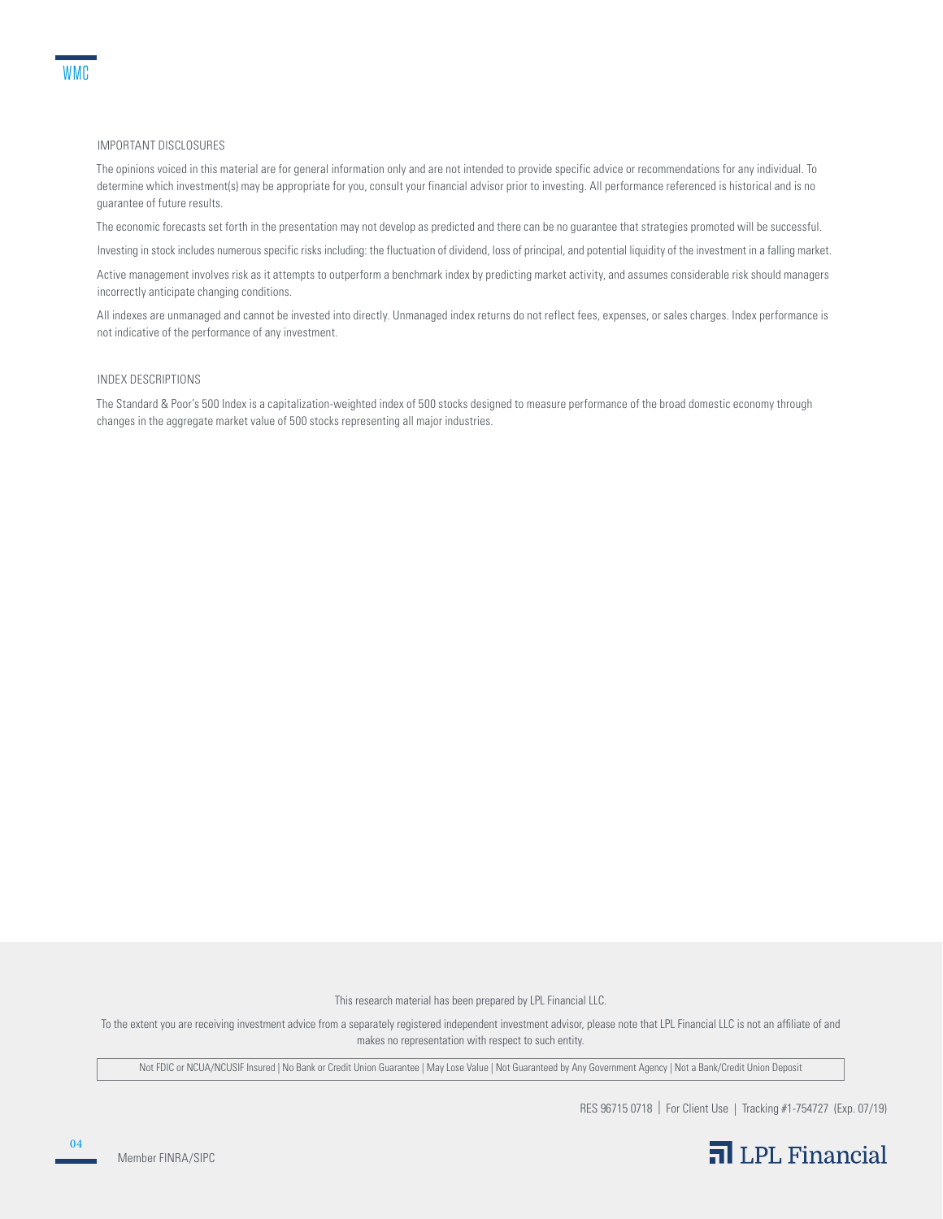## IMPORTANT DISCLOSURES

The opinions voiced in this material are for general information only and are not intended to provide specific advice or recommendations for any individual. To determine which investment(s) may be appropriate for you, consult your financial advisor prior to investing. All performance referenced is historical and is no guarantee of future results.

The economic forecasts set forth in the presentation may not develop as predicted and there can be no guarantee that strategies promoted will be successful.

Investing in stock includes numerous specific risks including: the fluctuation of dividend, loss of principal, and potential liquidity of the investment in a falling market.

Active management involves risk as it attempts to outperform a benchmark index by predicting market activity, and assumes considerable risk should managers incorrectly anticipate changing conditions.

All indexes are unmanaged and cannot be invested into directly. Unmanaged index returns do not reflect fees, expenses, or sales charges. Index performance is not indicative of the performance of any investment.

## INDEX DESCRIPTIONS

The Standard & Poor's 500 Index is a capitalization-weighted index of 500 stocks designed to measure performance of the broad domestic economy through changes in the aggregate market value of 500 stocks representing all major industries.

This research material has been prepared by LPL Financial LLC.

To the extent you are receiving investment advice from a separately registered independent investment advisor, please note that LPL Financial LLC is not an affiliate of and makes no representation with respect to such entity.

Not FDIC or NCUA/NCUSIF Insured | No Bank or Credit Union Guarantee | May Lose Value | Not Guaranteed by Any Government Agency | Not a Bank/Credit Union Deposit

RES 96715 0718 | For Client Use | Tracking #1-754727 (Exp. 07/19)

Member FINRA/SIPC

LPL Financial